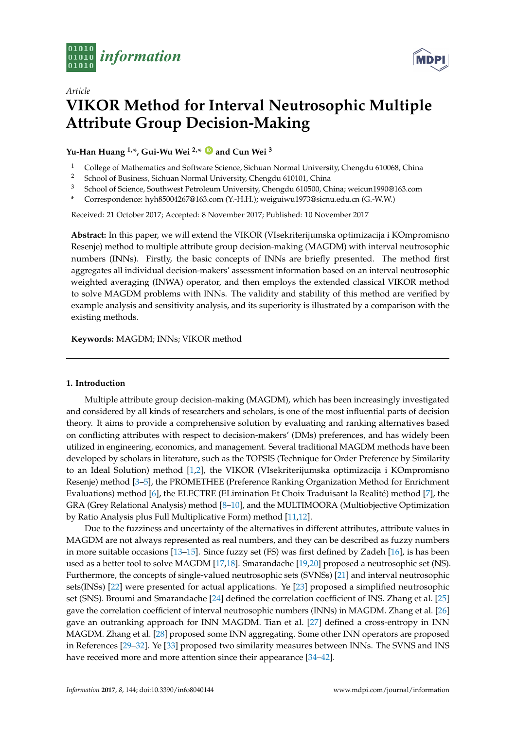*Article*

# VIKOR Method for Interval Neutrosophic Multiple Attribute Group Decision-Making

**Yu-Han Huang [1,*], Gui-Wu Wei [2,*] and Cun Wei [3]**

[1] College of Mathematics and Software Science, Sichuan Normal University, Chengdu 610068, China
[2] School of Business, Sichuan Normal University, Chengdu 610101, China
[3] School of Science, Southwest Petroleum University, Chengdu 610500, China; weicun1990@163.com
[*] Correspondence: hyh85004267@163.com (Y.-H.H.); weiguiwu1973@sicnu.edu.cn (G.-W.W.)

Received: 21 October 2017; Accepted: 8 November 2017; Published: 10 November 2017

**Abstract:** In this paper, we will extend the VIKOR (VIsekriterijumska optimizacija i KOmpromisno Resenje) method to multiple attribute group decision-making (MAGDM) with interval neutrosophic numbers (INNs). Firstly, the basic concepts of INNs are briefly presented. The method first aggregates all individual decision-makers' assessment information based on an interval neutrosophic weighted averaging (INWA) operator, and then employs the extended classical VIKOR method to solve MAGDM problems with INNs. The validity and stability of this method are verified by example analysis and sensitivity analysis, and its superiority is illustrated by a comparison with the existing methods.

**Keywords:** MAGDM; INNs; VIKOR method

## 1. Introduction

Multiple attribute group decision-making (MAGDM), which has been increasingly investigated and considered by all kinds of researchers and scholars, is one of the most influential parts of decision theory. It aims to provide a comprehensive solution by evaluating and ranking alternatives based on conflicting attributes with respect to decision-makers' (DMs) preferences, and has widely been utilized in engineering, economics, and management. Several traditional MAGDM methods have been developed by scholars in literature, such as the TOPSIS (Technique for Order Preference by Similarity to an Ideal Solution) method [1,2], the VIKOR (VIsekriterijumska optimizacija i KOmpromisno Resenje) method [3–5], the PROMETHEE (Preference Ranking Organization Method for Enrichment Evaluations) method [6], the ELECTRE (ELimination Et Choix Traduisant la Realité) method [7], the GRA (Grey Relational Analysis) method [8–10], and the MULTIMOORA (Multiobjective Optimization by Ratio Analysis plus Full Multiplicative Form) method [11,12].

Due to the fuzziness and uncertainty of the alternatives in different attributes, attribute values in MAGDM are not always represented as real numbers, and they can be described as fuzzy numbers in more suitable occasions [13–15]. Since fuzzy set (FS) was first defined by Zadeh [16], is has been used as a better tool to solve MAGDM [17,18]. Smarandache [19,20] proposed a neutrosophic set (NS). Furthermore, the concepts of single-valued neutrosophic sets (SVNSs) [21] and interval neutrosophic sets(INSs) [22] were presented for actual applications. Ye [23] proposed a simplified neutrosophic set (SNS). Broumi and Smarandache [24] defined the correlation coefficient of INS. Zhang et al. [25] gave the correlation coefficient of interval neutrosophic numbers (INNs) in MAGDM. Zhang et al. [26] gave an outranking approach for INN MAGDM. Tian et al. [27] defined a cross-entropy in INN MAGDM. Zhang et al. [28] proposed some INN aggregating. Some other INN operators are proposed in References [29–32]. Ye [33] proposed two similarity measures between INNs. The SVNS and INS have received more and more attention since their appearance [34–42].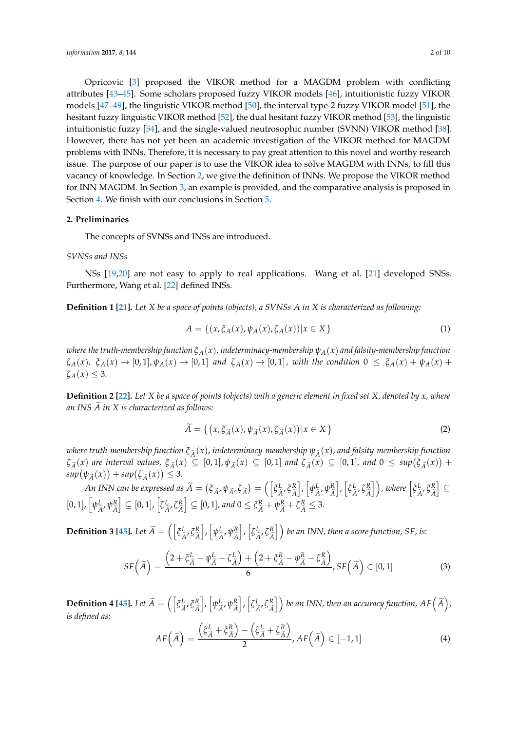Opricovic [3] proposed the VIKOR method for a MAGDM problem with conflicting attributes [43–45]. Some scholars proposed fuzzy VIKOR models [46], intuitionistic fuzzy VIKOR models [47–49], the linguistic VIKOR method [50], the interval type-2 fuzzy VIKOR model [51], the hesitant fuzzy linguistic VIKOR method [52], the dual hesitant fuzzy VIKOR method [53], the linguistic intuitionistic fuzzy [54], and the single-valued neutrosophic number (SVNN) VIKOR method [38]. However, there has not yet been an academic investigation of the VIKOR method for MAGDM problems with INNs. Therefore, it is necessary to pay great attention to this novel and worthy research issue. The purpose of our paper is to use the VIKOR idea to solve MAGDM with INNs, to fill this vacancy of knowledge. In Section 2, we give the definition of INNs. We propose the VIKOR method for INN MAGDM. In Section 3, an example is provided, and the comparative analysis is proposed in Section 4. We finish with our conclusions in Section 5.

## 2. Preliminaries

The concepts of SVNSs and INSs are introduced.

*SVNSs and INSs*

NSs [19,20] are not easy to apply to real applications. Wang et al. [21] developed SNSs. Furthermore, Wang et al. [22] defined INSs.

**Definition 1 [21].** *Let X be a space of points (objects), a SVNSs A in X is characterized as following:*

$$A = \{(x, \xi_A(x), \psi_A(x), \zeta_A(x)) | x \in X\} \tag{1}$$

*where the truth-membership function $\xi_A(x)$, indeterminacy-membership $\psi_A(x)$ and falsity-membership function $\zeta_A(x)$, $\xi_A(x) \to [0,1], \psi_A(x) \to [0,1]$ and $\zeta_A(x) \to [0,1]$, with the condition $0 \leq \xi_A(x) + \psi_A(x) + \zeta_A(x) \leq 3$.*

**Definition 2 [22].** *Let X be a space of points (objects) with a generic element in fixed set X, denoted by x, where an INS $\widetilde{A}$ in X is characterized as follows:*

$$\widetilde{A} = \{(x, \xi_{\widetilde{A}}(x), \psi_{\widetilde{A}}(x), \zeta_{\widetilde{A}}(x)) | x \in X\} \tag{2}$$

*where truth-membership function $\xi_{\widetilde{A}}(x)$, indeterminacy-membership $\psi_{\widetilde{A}}(x)$, and falsity-membership function $\zeta_{\widetilde{A}}(x)$ are interval values, $\xi_{\widetilde{A}}(x) \subseteq [0,1], \psi_{\widetilde{A}}(x) \subseteq [0,1]$ and $\zeta_{\widetilde{A}}(x) \subseteq [0,1]$, and $0 \leq sup(\xi_{\widetilde{A}}(x)) + sup(\psi_{\widetilde{A}}(x)) + sup(\zeta_{\widetilde{A}}(x)) \leq 3$.*

*An INN can be expressed as $\widetilde{A} = (\xi_{\widetilde{A}}, \psi_{\widetilde{A}}, \zeta_{\widetilde{A}}) = \left(\left[\xi^L_{\widetilde{A}}, \xi^R_{\widetilde{A}}\right], \left[\psi^L_{\widetilde{A}}, \psi^R_{\widetilde{A}}\right], \left[\zeta^L_{\widetilde{A}}, \zeta^R_{\widetilde{A}}\right]\right)$, where $\left[\xi^L_{\widetilde{A}}, \xi^R_{\widetilde{A}}\right] \subseteq [0,1]$, $\left[\psi^L_{\widetilde{A}}, \psi^R_{\widetilde{A}}\right] \subseteq [0,1]$, $\left[\zeta^L_{\widetilde{A}}, \zeta^R_{\widetilde{A}}\right] \subseteq [0,1]$, and $0 \leq \xi^R_{\widetilde{A}} + \psi^R_{\widetilde{A}} + \zeta^R_{\widetilde{A}} \leq 3$.*

**Definition 3 [45].** *Let $\widetilde{A} = \left(\left[\xi^L_{\widetilde{A}}, \xi^R_{\widetilde{A}}\right], \left[\psi^L_{\widetilde{A}}, \psi^R_{\widetilde{A}}\right], \left[\zeta^L_{\widetilde{A}}, \zeta^R_{\widetilde{A}}\right]\right)$ be an INN, then a score function, SF, is:*

$$SF\left(\widetilde{A}\right) = \frac{\left(2 + \xi^L_{\widetilde{A}} - \psi^L_{\widetilde{A}} - \zeta^L_{\widetilde{A}}\right) + \left(2 + \xi^R_{\widetilde{A}} - \psi^R_{\widetilde{A}} - \zeta^R_{\widetilde{A}}\right)}{6}, SF\left(\widetilde{A}\right) \in [0,1] \tag{3}$$

**Definition 4 [45].** *Let $\widetilde{A} = \left(\left[\xi^L_{\widetilde{A}}, \xi^R_{\widetilde{A}}\right], \left[\psi^L_{\widetilde{A}}, \psi^R_{\widetilde{A}}\right], \left[\zeta^L_{\widetilde{A}}, \zeta^R_{\widetilde{A}}\right]\right)$ be an INN, then an accuracy function, $AF\left(\widetilde{A}\right)$, is defined as:*

$$AF\left(\widetilde{A}\right) = \frac{\left(\xi^L_{\widetilde{A}} + \xi^R_{\widetilde{A}}\right) - \left(\zeta^L_{\widetilde{A}} + \zeta^R_{\widetilde{A}}\right)}{2}, AF\left(\widetilde{A}\right) \in [-1,1] \tag{4}$$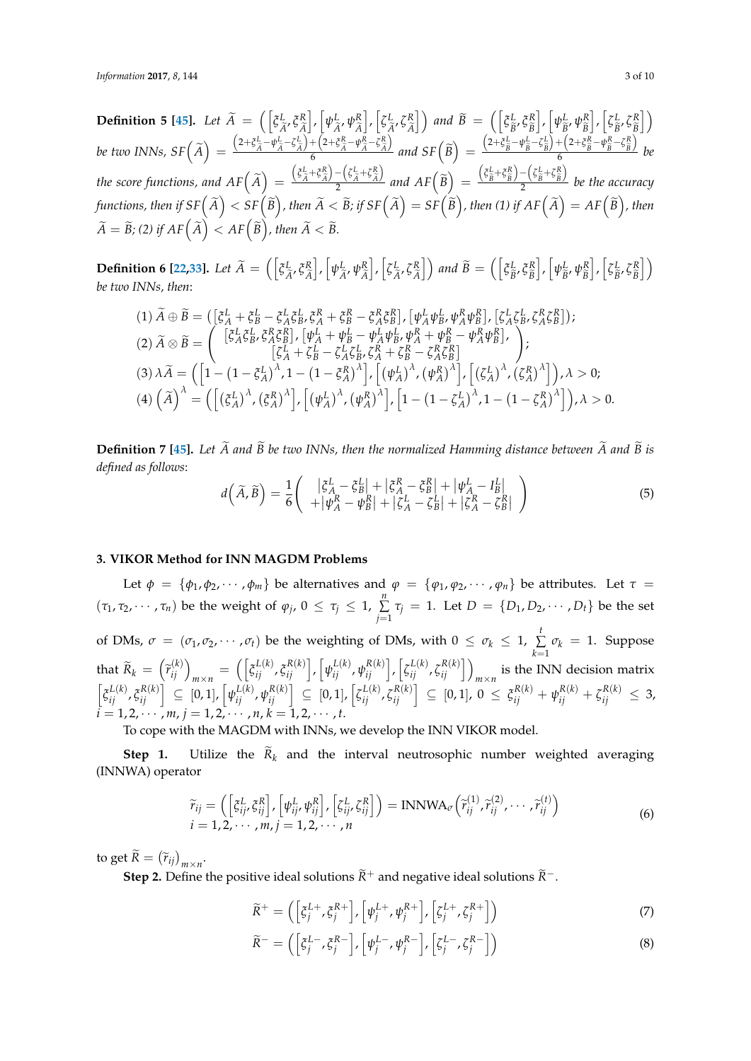**Definition 5 [45].** *Let* $\widetilde{A} = \left(\left[\xi^L_{\widetilde{A}}, \xi^R_{\widetilde{A}}\right], \left[\psi^L_{\widetilde{A}}, \psi^R_{\widetilde{A}}\right], \left[\zeta^L_{\widetilde{A}}, \zeta^R_{\widetilde{A}}\right]\right)$ *and* $\widetilde{B} = \left(\left[\xi^L_{\widetilde{B}}, \xi^R_{\widetilde{B}}\right], \left[\psi^L_{\widetilde{B}}, \psi^R_{\widetilde{B}}\right], \left[\zeta^L_{\widetilde{B}}, \zeta^R_{\widetilde{B}}\right]\right)$ *be two INNs,* $SF\left(\widetilde{A}\right) = \frac{\left(2+\xi^L_{\widetilde{A}}-\psi^L_{\widetilde{A}}-\zeta^L_{\widetilde{A}}\right)+\left(2+\xi^R_{\widetilde{A}}-\psi^R_{\widetilde{A}}-\zeta^R_{\widetilde{A}}\right)}{6}$ *and* $SF\left(\widetilde{B}\right) = \frac{\left(2+\xi^L_{\widetilde{B}}-\psi^L_{\widetilde{B}}-\zeta^L_{\widetilde{B}}\right)+\left(2+\xi^R_{\widetilde{B}}-\psi^R_{\widetilde{B}}-\zeta^R_{\widetilde{B}}\right)}{6}$ *be the score functions, and* $AF\left(\widetilde{A}\right) = \frac{\left(\xi^L_{\widetilde{A}}+\xi^R_{\widetilde{A}}\right)-\left(\zeta^L_{\widetilde{A}}+\zeta^R_{\widetilde{A}}\right)}{2}$ *and* $AF\left(\widetilde{B}\right) = \frac{\left(\xi^L_{\widetilde{B}}+\xi^R_{\widetilde{B}}\right)-\left(\zeta^L_{\widetilde{B}}+\zeta^R_{\widetilde{B}}\right)}{2}$ *be the accuracy functions, then if* $SF\left(\widetilde{A}\right) < SF\left(\widetilde{B}\right)$*, then* $\widetilde{A} < \widetilde{B}$*; if* $SF\left(\widetilde{A}\right) = SF\left(\widetilde{B}\right)$*, then (1) if* $AF\left(\widetilde{A}\right) = AF\left(\widetilde{B}\right)$*, then* $\widetilde{A} = \widetilde{B}$*; (2) if* $AF\left(\widetilde{A}\right) < AF\left(\widetilde{B}\right)$*, then* $\widetilde{A} < \widetilde{B}$*.*

**Definition 6 [22,33].** *Let* $\widetilde{A} = \left(\left[\xi^L_{\widetilde{A}}, \xi^R_{\widetilde{A}}\right], \left[\psi^L_{\widetilde{A}}, \psi^R_{\widetilde{A}}\right], \left[\zeta^L_{\widetilde{A}}, \zeta^R_{\widetilde{A}}\right]\right)$ *and* $\widetilde{B} = \left(\left[\xi^L_{\widetilde{B}}, \xi^R_{\widetilde{B}}\right], \left[\psi^L_{\widetilde{B}}, \psi^R_{\widetilde{B}}\right], \left[\zeta^L_{\widetilde{B}}, \zeta^R_{\widetilde{B}}\right]\right)$ *be two INNs, then*:

$$
\begin{aligned}
&(1)\ \widetilde{A} \oplus \widetilde{B} = \left(\left[\xi^L_A + \xi^L_B - \xi^L_A\xi^L_B, \xi^R_A + \xi^R_B - \xi^R_A\xi^R_B\right], \left[\psi^L_A\psi^L_B, \psi^R_A\psi^R_B\right], \left[\zeta^L_A\zeta^L_B, \zeta^R_A\zeta^R_B\right]\right);\\
&(2)\ \widetilde{A} \otimes \widetilde{B} = \left(\begin{array}{c}\left[\xi^L_A\xi^L_B, \xi^R_A\xi^R_B\right], \left[\psi^L_A + \psi^L_B - \psi^L_A\psi^L_B, \psi^R_A + \psi^R_B - \psi^R_A\psi^R_B\right],\\ \left[\zeta^L_A + \zeta^L_B - \zeta^L_A\zeta^L_B, \zeta^R_A + \zeta^R_B - \zeta^R_A\zeta^R_B\right]\end{array}\right);\\
&(3)\ \lambda\widetilde{A} = \left(\left[1-\left(1-\xi^L_A\right)^\lambda, 1-\left(1-\xi^R_A\right)^\lambda\right], \left[\left(\psi^L_A\right)^\lambda, \left(\psi^R_A\right)^\lambda\right], \left[\left(\zeta^L_A\right)^\lambda, \left(\zeta^R_A\right)^\lambda\right]\right), \lambda > 0;\\
&(4)\ \left(\widetilde{A}\right)^\lambda = \left(\left[\left(\xi^L_A\right)^\lambda, \left(\xi^R_A\right)^\lambda\right], \left[\left(\psi^L_A\right)^\lambda, \left(\psi^R_A\right)^\lambda\right], \left[1-\left(1-\zeta^L_A\right)^\lambda, 1-\left(1-\zeta^R_A\right)^\lambda\right]\right), \lambda > 0.
\end{aligned}
$$

**Definition 7 [45].** *Let* $\widetilde{A}$ *and* $\widetilde{B}$ *be two INNs, then the normalized Hamming distance between* $\widetilde{A}$ *and* $\widetilde{B}$ *is defined as follows*:

$$
d\left(\widetilde{A}, \widetilde{B}\right) = \frac{1}{6}\left(\begin{array}{c}\left|\xi^L_A - \xi^L_B\right| + \left|\xi^R_A - \xi^R_B\right| + \left|\psi^L_A - I^L_B\right|\\ +\left|\psi^R_A - \psi^R_B\right| + \left|\zeta^L_A - \zeta^L_B\right| + \left|\zeta^R_A - \zeta^R_B\right|\end{array}\right) \tag{5}
$$

## 3. VIKOR Method for INN MAGDM Problems

Let $\phi = \{\phi_1, \phi_2, \cdots, \phi_m\}$ be alternatives and $\varphi = \{\varphi_1, \varphi_2, \cdots, \varphi_n\}$ be attributes. Let $\tau = (\tau_1, \tau_2, \cdots, \tau_n)$ be the weight of $\varphi_j$, $0 \le \tau_j \le 1$, $\sum_{j=1}^{n}\tau_j = 1$. Let $D = \{D_1, D_2, \cdots, D_t\}$ be the set of DMs, $\sigma = (\sigma_1, \sigma_2, \cdots, \sigma_t)$ be the weighting of DMs, with $0 \le \sigma_k \le 1$, $\sum_{k=1}^{t}\sigma_k = 1$. Suppose that $\widetilde{R}_k = \left(\widetilde{r}^{(k)}_{ij}\right)_{m\times n} = \left(\left[\xi^{L(k)}_{ij}, \xi^{R(k)}_{ij}\right], \left[\psi^{L(k)}_{ij}, \psi^{R(k)}_{ij}\right], \left[\zeta^{L(k)}_{ij}, \zeta^{R(k)}_{ij}\right]\right)_{m\times n}$ is the INN decision matrix $\left[\xi^{L(k)}_{ij}, \xi^{R(k)}_{ij}\right] \subseteq [0,1]$, $\left[\psi^{L(k)}_{ij}, \psi^{R(k)}_{ij}\right] \subseteq [0,1]$, $\left[\zeta^{L(k)}_{ij}, \zeta^{R(k)}_{ij}\right] \subseteq [0,1]$, $0 \le \xi^{R(k)}_{ij} + \psi^{R(k)}_{ij} + \zeta^{R(k)}_{ij} \le 3$, $i = 1, 2, \cdots, m$, $j = 1, 2, \cdots, n$, $k = 1, 2, \cdots, t$.

To cope with the MAGDM with INNs, we develop the INN VIKOR model.

**Step 1.** Utilize the $\widetilde{R}_k$ and the interval neutrosophic number weighted averaging (INNWA) operator

$$
\begin{aligned}
&\widetilde{r}_{ij} = \left(\left[\xi^L_{ij}, \xi^R_{ij}\right], \left[\psi^L_{ij}, \psi^R_{ij}\right], \left[\zeta^L_{ij}, \zeta^R_{ij}\right]\right) = \text{INNWA}_\sigma\left(\widetilde{r}^{(1)}_{ij}, \widetilde{r}^{(2)}_{ij}, \cdots, \widetilde{r}^{(t)}_{ij}\right)\\
&i = 1, 2, \cdots, m, j = 1, 2, \cdots, n
\end{aligned} \tag{6}
$$

to get $\widetilde{R} = \left(\widetilde{r}_{ij}\right)_{m\times n}$.

**Step 2.** Define the positive ideal solutions $\widetilde{R}^+$ and negative ideal solutions $\widetilde{R}^-$.

$$
\widetilde{R}^+ = \left(\left[\xi^{L+}_j, \xi^{R+}_j\right], \left[\psi^{L+}_j, \psi^{R+}_j\right], \left[\zeta^{L+}_j, \zeta^{R+}_j\right]\right) \tag{7}
$$

$$
\widetilde{R}^- = \left(\left[\xi^{L-}_j, \xi^{R-}_j\right], \left[\psi^{L-}_j, \psi^{R-}_j\right], \left[\zeta^{L-}_j, \zeta^{R-}_j\right]\right) \tag{8}
$$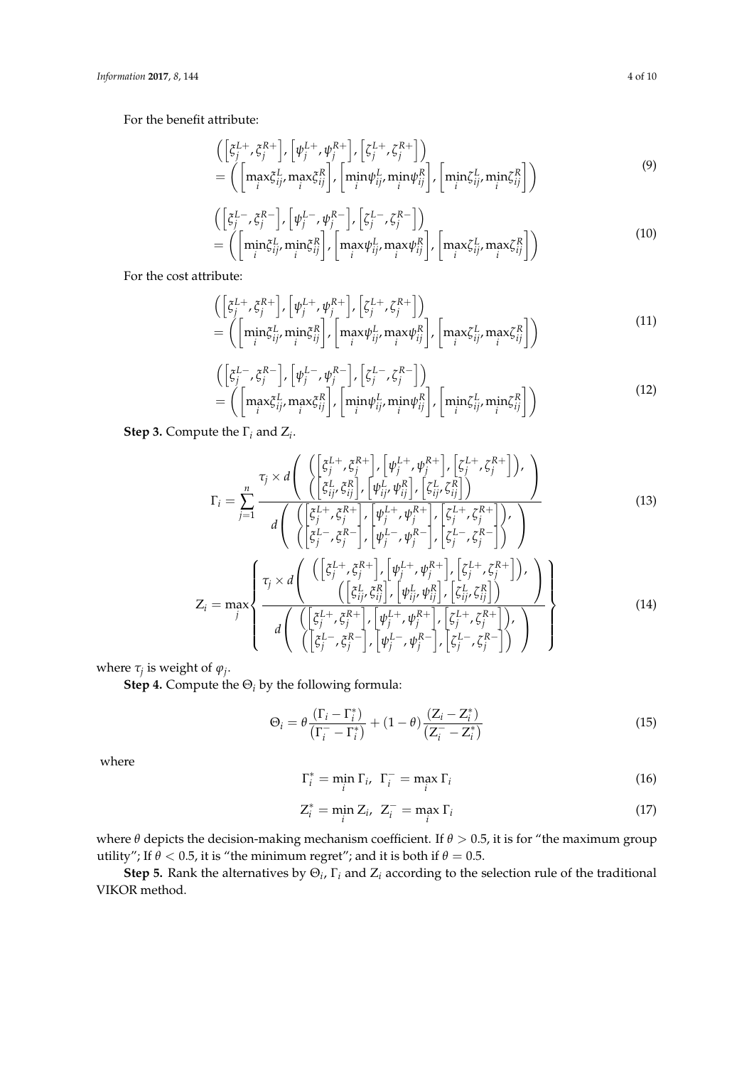For the benefit attribute:

$$
\begin{aligned}
&\left(\left[\xi_j^{L+}, \xi_j^{R+}\right], \left[\psi_j^{L+}, \psi_j^{R+}\right], \left[\zeta_j^{L+}, \zeta_j^{R+}\right]\right) \\
&= \left(\left[\max_i \xi_{ij}^L, \max_i \xi_{ij}^R\right], \left[\min_i \psi_{ij}^L, \min_i \psi_{ij}^R\right], \left[\min_i \zeta_{ij}^L, \min_i \zeta_{ij}^R\right]\right)
\end{aligned}
\tag{9}
$$

$$
\begin{aligned}
&\left(\left[\xi_j^{L-}, \xi_j^{R-}\right], \left[\psi_j^{L-}, \psi_j^{R-}\right], \left[\zeta_j^{L-}, \zeta_j^{R-}\right]\right) \\
&= \left(\left[\min_i \xi_{ij}^L, \min_i \xi_{ij}^R\right], \left[\max_i \psi_{ij}^L, \max_i \psi_{ij}^R\right], \left[\max_i \zeta_{ij}^L, \max_i \zeta_{ij}^R\right]\right)
\end{aligned}
\tag{10}
$$

For the cost attribute:

$$
\begin{aligned}
&\left(\left[\xi_j^{L+}, \xi_j^{R+}\right], \left[\psi_j^{L+}, \psi_j^{R+}\right], \left[\zeta_j^{L+}, \zeta_j^{R+}\right]\right) \\
&= \left(\left[\min_i \xi_{ij}^L, \min_i \xi_{ij}^R\right], \left[\max_i \psi_{ij}^L, \max_i \psi_{ij}^R\right], \left[\max_i \zeta_{ij}^L, \max_i \zeta_{ij}^R\right]\right)
\end{aligned}
\tag{11}
$$

$$
\begin{aligned}
&\left(\left[\xi_j^{L-}, \xi_j^{R-}\right], \left[\psi_j^{L-}, \psi_j^{R-}\right], \left[\zeta_j^{L-}, \zeta_j^{R-}\right]\right) \\
&= \left(\left[\max_i \xi_{ij}^L, \max_i \xi_{ij}^R\right], \left[\min_i \psi_{ij}^L, \min_i \psi_{ij}^R\right], \left[\min_i \zeta_{ij}^L, \min_i \zeta_{ij}^R\right]\right)
\end{aligned}
\tag{12}
$$

**Step 3.** Compute the $\Gamma_i$ and $Z_i$.

$$
\Gamma_i = \sum_{j=1}^{n} \frac{\tau_j \times d\left(\begin{array}{c}\left(\left[\xi_j^{L+}, \xi_j^{R+}\right], \left[\psi_j^{L+}, \psi_j^{R+}\right], \left[\zeta_j^{L+}, \zeta_j^{R+}\right]\right), \\ \left(\left[\xi_{ij}^{L}, \xi_{ij}^{R}\right], \left[\psi_{ij}^{L}, \psi_{ij}^{R}\right], \left[\zeta_{ij}^{L}, \zeta_{ij}^{R}\right]\right)\end{array}\right)}{d\left(\begin{array}{c}\left(\left[\xi_j^{L+}, \xi_j^{R+}\right], \left[\psi_j^{L+}, \psi_j^{R+}\right], \left[\zeta_j^{L+}, \zeta_j^{R+}\right]\right), \\ \left(\left[\xi_j^{L-}, \xi_j^{R-}\right], \left[\psi_j^{L-}, \psi_j^{R-}\right], \left[\zeta_j^{L-}, \zeta_j^{R-}\right]\right)\end{array}\right)}
\tag{13}
$$

$$
Z_i = \max_j \left\{ \frac{\tau_j \times d\left(\begin{array}{c}\left(\left[\xi_j^{L+}, \xi_j^{R+}\right], \left[\psi_j^{L+}, \psi_j^{R+}\right], \left[\zeta_j^{L+}, \zeta_j^{R+}\right]\right), \\ \left(\left[\xi_{ij}^{L}, \xi_{ij}^{R}\right], \left[\psi_{ij}^{L}, \psi_{ij}^{R}\right], \left[\zeta_{ij}^{L}, \zeta_{ij}^{R}\right]\right)\end{array}\right)}{d\left(\begin{array}{c}\left(\left[\xi_j^{L+}, \xi_j^{R+}\right], \left[\psi_j^{L+}, \psi_j^{R+}\right], \left[\zeta_j^{L+}, \zeta_j^{R+}\right]\right), \\ \left(\left[\xi_j^{L-}, \xi_j^{R-}\right], \left[\psi_j^{L-}, \psi_j^{R-}\right], \left[\zeta_j^{L-}, \zeta_j^{R-}\right]\right)\end{array}\right)} \right\}
\tag{14}
$$

where $\tau_j$ is weight of $\varphi_j$.

**Step 4.** Compute the $\Theta_i$ by the following formula:

$$
\Theta_i = \theta \frac{\left(\Gamma_i - \Gamma_i^*\right)}{\left(\Gamma_i^- - \Gamma_i^*\right)} + (1-\theta) \frac{\left(Z_i - Z_i^*\right)}{\left(Z_i^- - Z_i^*\right)}
\tag{15}
$$

where

$$
\Gamma_i^* = \min_i \Gamma_i, \;\; \Gamma_i^- = \max_i \Gamma_i
\tag{16}
$$

$$
Z_i^* = \min_i Z_i, \;\; Z_i^- = \max_i \Gamma_i
\tag{17}
$$

where $\theta$ depicts the decision-making mechanism coefficient. If $\theta > 0.5$, it is for "the maximum group utility"; If $\theta < 0.5$, it is "the minimum regret"; and it is both if $\theta = 0.5$.

**Step 5.** Rank the alternatives by $\Theta_i$, $\Gamma_i$ and $Z_i$ according to the selection rule of the traditional VIKOR method.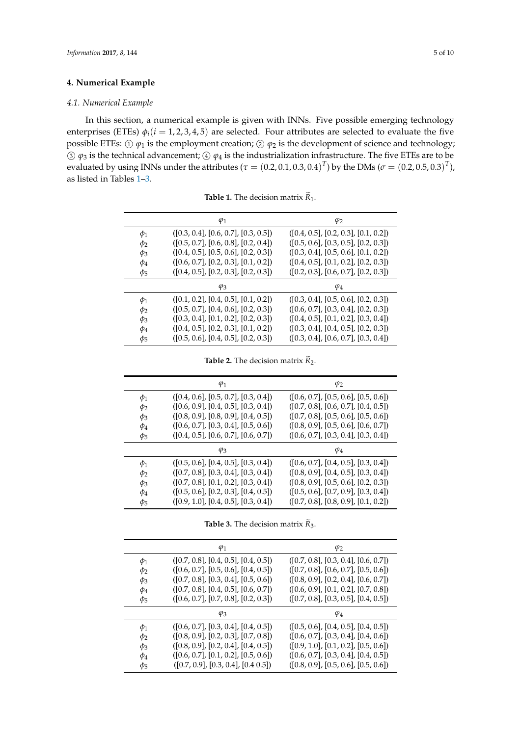## 4. Numerical Example

### *4.1. Numerical Example*

In this section, a numerical example is given with INNs. Five possible emerging technology enterprises (ETEs) $\phi_i (i = 1, 2, 3, 4, 5)$ are selected. Four attributes are selected to evaluate the five possible ETEs: ① $\varphi_1$ is the employment creation; ② $\varphi_2$ is the development of science and technology; ③ $\varphi_3$ is the technical advancement; ④ $\varphi_4$ is the industrialization infrastructure. The five ETEs are to be evaluated by using INNs under the attributes ($\tau = (0.2, 0.1, 0.3, 0.4)^T$) by the DMs ($\sigma = (0.2, 0.5, 0.3)^T$), as listed in Tables 1–3.

**Table 1.** The decision matrix $\widetilde{R}_1$.

| | $\varphi_1$ | $\varphi_2$ |
|---|---|---|
| $\phi_1$ | ([0.3, 0.4], [0.6, 0.7], [0.3, 0.5]) | ([0.4, 0.5], [0.2, 0.3], [0.1, 0.2]) |
| $\phi_2$ | ([0.5, 0.7], [0.6, 0.8], [0.2, 0.4]) | ([0.5, 0.6], [0.3, 0.5], [0.2, 0.3]) |
| $\phi_3$ | ([0.4, 0.5], [0.5, 0.6], [0.2, 0.3]) | ([0.3, 0.4], [0.5, 0.6], [0.1, 0.2]) |
| $\phi_4$ | ([0.6, 0.7], [0.2, 0.3], [0.1, 0.2]) | ([0.4, 0.5], [0.1, 0.2], [0.2, 0.3]) |
| $\phi_5$ | ([0.4, 0.5], [0.2, 0.3], [0.2, 0.3]) | ([0.2, 0.3], [0.6, 0.7], [0.2, 0.3]) |
| | $\varphi_3$ | $\varphi_4$ |
| $\phi_1$ | ([0.1, 0.2], [0.4, 0.5], [0.1, 0.2]) | ([0.3, 0.4], [0.5, 0.6], [0.2, 0.3]) |
| $\phi_2$ | ([0.5, 0.7], [0.4, 0.6], [0.2, 0.3]) | ([0.6, 0.7], [0.3, 0.4], [0.2, 0.3]) |
| $\phi_3$ | ([0.3, 0.4], [0.1, 0.2], [0.2, 0.3]) | ([0.4, 0.5], [0.1, 0.2], [0.3, 0.4]) |
| $\phi_4$ | ([0.4, 0.5], [0.2, 0.3], [0.1, 0.2]) | ([0.3, 0.4], [0.4, 0.5], [0.2, 0.3]) |
| $\phi_5$ | ([0.5, 0.6], [0.4, 0.5], [0.2, 0.3]) | ([0.3, 0.4], [0.6, 0.7], [0.3, 0.4]) |

**Table 2.** The decision matrix $\widetilde{R}_2$.

| | $\varphi_1$ | $\varphi_2$ |
|---|---|---|
| $\phi_1$ | ([0.4, 0.6], [0.5, 0.7], [0.3, 0.4]) | ([0.6, 0.7], [0.5, 0.6], [0.5, 0.6]) |
| $\phi_2$ | ([0.6, 0.9], [0.4, 0.5], [0.3, 0.4]) | ([0.7, 0.8], [0.6, 0.7], [0.4, 0.5]) |
| $\phi_3$ | ([0.8, 0.9], [0.8, 0.9], [0.4, 0.5]) | ([0.7, 0.8], [0.5, 0.6], [0.5, 0.6]) |
| $\phi_4$ | ([0.6, 0.7], [0.3, 0.4], [0.5, 0.6]) | ([0.8, 0.9], [0.5, 0.6], [0.6, 0.7]) |
| $\phi_5$ | ([0.4, 0.5], [0.6, 0.7], [0.6, 0.7]) | ([0.6, 0.7], [0.3, 0.4], [0.3, 0.4]) |
| | $\varphi_3$ | $\varphi_4$ |
| $\phi_1$ | ([0.5, 0.6], [0.4, 0.5], [0.3, 0.4]) | ([0.6, 0.7], [0.4, 0.5], [0.3, 0.4]) |
| $\phi_2$ | ([0.7, 0.8], [0.3, 0.4], [0.3, 0.4]) | ([0.8, 0.9], [0.4, 0.5], [0.3, 0.4]) |
| $\phi_3$ | ([0.7, 0.8], [0.1, 0.2], [0.3, 0.4]) | ([0.8, 0.9], [0.5, 0.6], [0.2, 0.3]) |
| $\phi_4$ | ([0.5, 0.6], [0.2, 0.3], [0.4, 0.5]) | ([0.5, 0.6], [0.7, 0.9], [0.3, 0.4]) |
| $\phi_5$ | ([0.9, 1.0], [0.4, 0.5], [0.3, 0.4]) | ([0.7, 0.8], [0.8, 0.9], [0.1, 0.2]) |

**Table 3.** The decision matrix $\widetilde{R}_3$.

| | $\varphi_1$ | $\varphi_2$ |
|---|---|---|
| $\phi_1$ | ([0.7, 0.8], [0.4, 0.5], [0.4, 0.5]) | ([0.7, 0.8], [0.3, 0.4], [0.6, 0.7]) |
| $\phi_2$ | ([0.6, 0.7], [0.5, 0.6], [0.4, 0.5]) | ([0.7, 0.8], [0.6, 0.7], [0.5, 0.6]) |
| $\phi_3$ | ([0.7, 0.8], [0.3, 0.4], [0.5, 0.6]) | ([0.8, 0.9], [0.2, 0.4], [0.6, 0.7]) |
| $\phi_4$ | ([0.7, 0.8], [0.4, 0.5], [0.6, 0.7]) | ([0.6, 0.9], [0.1, 0.2], [0.7, 0.8]) |
| $\phi_5$ | ([0.6, 0.7], [0.7, 0.8], [0.2, 0.3]) | ([0.7, 0.8], [0.3, 0.5], [0.4, 0.5]) |
| | $\varphi_3$ | $\varphi_4$ |
| $\phi_1$ | ([0.6, 0.7], [0.3, 0.4], [0.4, 0.5]) | ([0.5, 0.6], [0.4, 0.5], [0.4, 0.5]) |
| $\phi_2$ | ([0.8, 0.9], [0.2, 0.3], [0.7, 0.8]) | ([0.6, 0.7], [0.3, 0.4], [0.4, 0.6]) |
| $\phi_3$ | ([0.8, 0.9], [0.2, 0.4], [0.4, 0.5]) | ([0.9, 1.0], [0.1, 0.2], [0.5, 0.6]) |
| $\phi_4$ | ([0.6, 0.7], [0.1, 0.2], [0.5, 0.6]) | ([0.6, 0.7], [0.3, 0.4], [0.4, 0.5]) |
| $\phi_5$ | ([0.7, 0.9], [0.3, 0.4], [0.4 0.5]) | ([0.8, 0.9], [0.5, 0.6], [0.5, 0.6]) |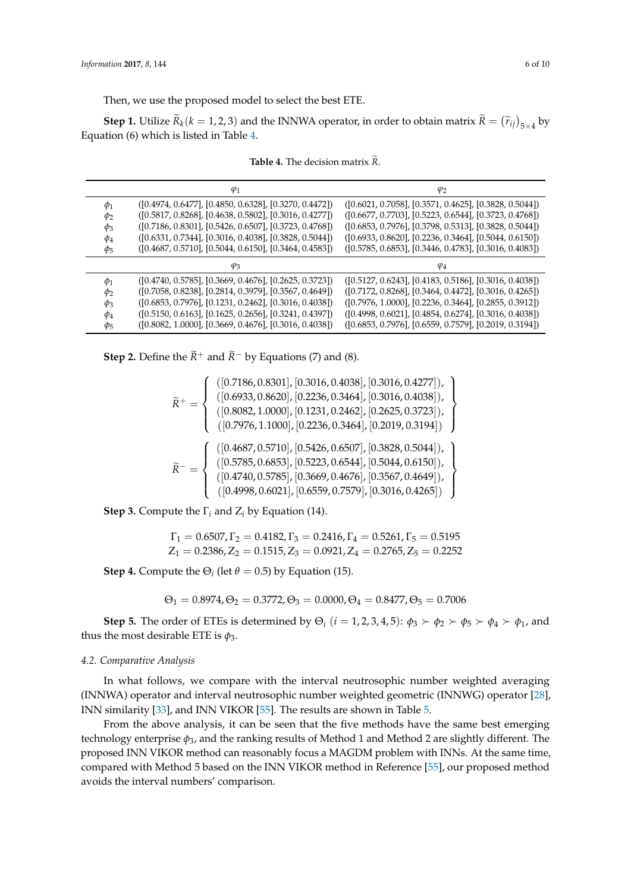Then, we use the proposed model to select the best ETE.

**Step 1.** Utilize $\widetilde{R}_k (k = 1, 2, 3)$ and the INNWA operator, in order to obtain matrix $\widetilde{R} = (\widetilde{r}_{ij})_{5\times 4}$ by Equation (6) which is listed in Table 4.

**Table 4.** The decision matrix $\widetilde{R}$.

|  | $\varphi_1$ | $\varphi_2$ |
|---|---|---|
| $\phi_1$ | ([0.4974, 0.6477], [0.4850, 0.6328], [0.3270, 0.4472]) | ([0.6021, 0.7058], [0.3571, 0.4625], [0.3828, 0.5044]) |
| $\phi_2$ | ([0.5817, 0.8268], [0.4638, 0.5802], [0.3016, 0.4277]) | ([0.6677, 0.7703], [0.5223, 0.6544], [0.3723, 0.4768]) |
| $\phi_3$ | ([0.7186, 0.8301], [0.5426, 0.6507], [0.3723, 0.4768]) | ([0.6853, 0.7976], [0.3798, 0.5313], [0.3828, 0.5044]) |
| $\phi_4$ | ([0.6331, 0.7344], [0.3016, 0.4038], [0.3828, 0.5044]) | ([0.6933, 0.8620], [0.2236, 0.3464], [0.5044, 0.6150]) |
| $\phi_5$ | ([0.4687, 0.5710], [0.5044, 0.6150], [0.3464, 0.4583]) | ([0.5785, 0.6853], [0.3446, 0.4783], [0.3016, 0.4083]) |
|  | $\varphi_3$ | $\varphi_4$ |
| $\phi_1$ | ([0.4740, 0.5785], [0.3669, 0.4676], [0.2625, 0.3723]) | ([0.5127, 0.6243], [0.4183, 0.5186], [0.3016, 0.4038]) |
| $\phi_2$ | ([0.7058, 0.8238], [0.2814, 0.3979], [0.3567, 0.4649]) | ([0.7172, 0.8268], [0.3464, 0.4472], [0.3016, 0.4265]) |
| $\phi_3$ | ([0.6853, 0.7976], [0.1231, 0.2462], [0.3016, 0.4038]) | ([0.7976, 1.0000], [0.2236, 0.3464], [0.2855, 0.3912]) |
| $\phi_4$ | ([0.5150, 0.6163], [0.1625, 0.2656], [0.3241, 0.4397]) | ([0.4998, 0.6021], [0.4854, 0.6274], [0.3016, 0.4038]) |
| $\phi_5$ | ([0.8082, 1.0000], [0.3669, 0.4676], [0.3016, 0.4038]) | ([0.6853, 0.7976], [0.6559, 0.7579], [0.2019, 0.3194]) |

**Step 2.** Define the $\widetilde{R}^+$ and $\widetilde{R}^-$ by Equations (7) and (8).

$$\widetilde{R}^+ = \left\{ \begin{array}{c} ([0.7186, 0.8301], [0.3016, 0.4038], [0.3016, 0.4277]), \\ ([0.6933, 0.8620], [0.2236, 0.3464], [0.3016, 0.4038]), \\ ([0.8082, 1.0000], [0.1231, 0.2462], [0.2625, 0.3723]), \\ ([0.7976, 1.1000], [0.2236, 0.3464], [0.2019, 0.3194]) \end{array} \right\}$$

$$\widetilde{R}^- = \left\{ \begin{array}{c} ([0.4687, 0.5710], [0.5426, 0.6507], [0.3828, 0.5044]), \\ ([0.5785, 0.6853], [0.5223, 0.6544], [0.5044, 0.6150]), \\ ([0.4740, 0.5785], [0.3669, 0.4676], [0.3567, 0.4649]), \\ ([0.4998, 0.6021], [0.6559, 0.7579], [0.3016, 0.4265]) \end{array} \right\}$$

**Step 3.** Compute the $\Gamma_i$ and $Z_i$ by Equation (14).

$$\Gamma_1 = 0.6507, \Gamma_2 = 0.4182, \Gamma_3 = 0.2416, \Gamma_4 = 0.5261, \Gamma_5 = 0.5195$$
$$Z_1 = 0.2386, Z_2 = 0.1515, Z_3 = 0.0921, Z_4 = 0.2765, Z_5 = 0.2252$$

**Step 4.** Compute the $\Theta_i$ (let $\theta = 0.5$) by Equation (15).

$$\Theta_1 = 0.8974, \Theta_2 = 0.3772, \Theta_3 = 0.0000, \Theta_4 = 0.8477, \Theta_5 = 0.7006$$

**Step 5.** The order of ETEs is determined by $\Theta_i$ $(i = 1, 2, 3, 4, 5)$: $\phi_3 \succ \phi_2 \succ \phi_5 \succ \phi_4 \succ \phi_1$, and thus the most desirable ETE is $\phi_3$.

### 4.2. Comparative Analysis

In what follows, we compare with the interval neutrosophic number weighted averaging (INNWA) operator and interval neutrosophic number weighted geometric (INNWG) operator [28], INN similarity [33], and INN VIKOR [55]. The results are shown in Table 5.

From the above analysis, it can be seen that the five methods have the same best emerging technology enterprise $\phi_3$, and the ranking results of Method 1 and Method 2 are slightly different. The proposed INN VIKOR method can reasonably focus a MAGDM problem with INNs. At the same time, compared with Method 5 based on the INN VIKOR method in Reference [55], our proposed method avoids the interval numbers' comparison.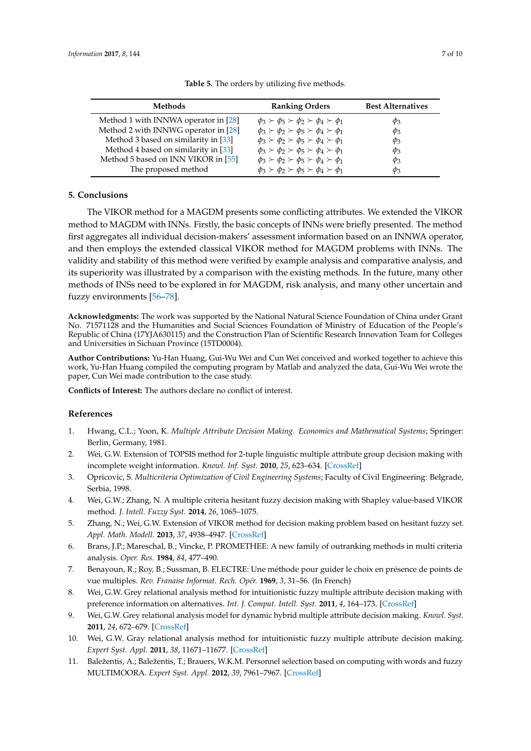**Table 5.** The orders by utilizing five methods.

| Methods | Ranking Orders | Best Alternatives |
| --- | --- | --- |
| Method 1 with INNWA operator in [28] | $\phi_3 \succ \phi_5 \succ \phi_2 \succ \phi_4 \succ \phi_1$ | $\phi_3$ |
| Method 2 with INNWG operator in [28] | $\phi_3 \succ \phi_2 \succ \phi_5 \succ \phi_4 \succ \phi_1$ | $\phi_3$ |
| Method 3 based on similarity in [33] | $\phi_3 \succ \phi_2 \succ \phi_5 \succ \phi_4 \succ \phi_1$ | $\phi_3$ |
| Method 4 based on similarity in [33] | $\phi_3 \succ \phi_2 \succ \phi_5 \succ \phi_4 \succ \phi_1$ | $\phi_3$ |
| Method 5 based on INN VIKOR in [55] | $\phi_3 \succ \phi_2 \succ \phi_5 \succ \phi_4 \succ \phi_1$ | $\phi_3$ |
| The proposed method | $\phi_3 \succ \phi_2 \succ \phi_5 \succ \phi_4 \succ \phi_1$ | $\phi_3$ |

## 5. Conclusions

The VIKOR method for a MAGDM presents some conflicting attributes. We extended the VIKOR method to MAGDM with INNs. Firstly, the basic concepts of INNs were briefly presented. The method first aggregates all individual decision-makers' assessment information based on an INNWA operator, and then employs the extended classical VIKOR method for MAGDM problems with INNs. The validity and stability of this method were verified by example analysis and comparative analysis, and its superiority was illustrated by a comparison with the existing methods. In the future, many other methods of INSs need to be explored in for MAGDM, risk analysis, and many other uncertain and fuzzy environments [56–78].

**Acknowledgments:** The work was supported by the National Natural Science Foundation of China under Grant No. 71571128 and the Humanities and Social Sciences Foundation of Ministry of Education of the People's Republic of China (17YJA630115) and the Construction Plan of Scientific Research Innovation Team for Colleges and Universities in Sichuan Province (15TD0004).

**Author Contributions:** Yu-Han Huang, Gui-Wu Wei and Cun Wei conceived and worked together to achieve this work, Yu-Han Huang compiled the computing program by Matlab and analyzed the data, Gui-Wu Wei wrote the paper, Cun Wei made contribution to the case study.

**Conflicts of Interest:** The authors declare no conflict of interest.

## References

1. Hwang, C.L.; Yoon, K. *Multiple Attribute Decision Making. Economics and Mathematical Systems*; Springer: Berlin, Germany, 1981.
2. Wei, G.W. Extension of TOPSIS method for 2-tuple linguistic multiple attribute group decision making with incomplete weight information. *Knowl. Inf. Syst.* **2010**, *25*, 623–634. [CrossRef]
3. Opricovic, S. *Multicriteria Optimization of Civil Engineering Systems*; Faculty of Civil Engineering: Belgrade, Serbia, 1998.
4. Wei, G.W.; Zhang, N. A multiple criteria hesitant fuzzy decision making with Shapley value-based VIKOR method. *J. Intell. Fuzzy Syst.* **2014**, *26*, 1065–1075.
5. Zhang, N.; Wei, G.W. Extension of VIKOR method for decision making problem based on hesitant fuzzy set. *Appl. Math. Modell.* **2013**, *37*, 4938–4947. [CrossRef]
6. Brans, J.P.; Mareschal, B.; Vincke, P. PROMETHEE: A new family of outranking methods in multi criteria analysis. *Oper. Res.* **1984**, *84*, 477–490.
7. Benayoun, R.; Roy, B.; Sussman, B. ELECTRE: Une méthode pour guider le choix en présence de points de vue multiples. *Rev. Franaise Informat. Rech. Opér.* **1969**, *3*, 31–56. (In French)
8. Wei, G.W. Grey relational analysis method for intuitionistic fuzzy multiple attribute decision making with preference information on alternatives. *Int. J. Comput. Intell. Syst.* **2011**, *4*, 164–173. [CrossRef]
9. Wei, G.W. Grey relational analysis model for dynamic hybrid multiple attribute decision making. *Knowl. Syst.* **2011**, *24*, 672–679. [CrossRef]
10. Wei, G.W. Gray relational analysis method for intuitionistic fuzzy multiple attribute decision making. *Expert Syst. Appl.* **2011**, *38*, 11671–11677. [CrossRef]
11. Baležentis, A.; Baležentis, T.; Brauers, W.K.M. Personnel selection based on computing with words and fuzzy MULTIMOORA. *Expert Syst. Appl.* **2012**, *39*, 7961–7967. [CrossRef]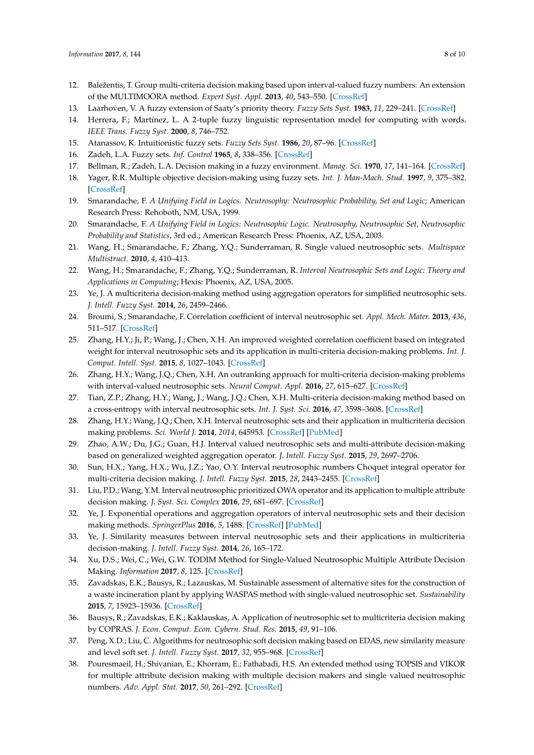12. Baležentis, T. Group multi-criteria decision making based upon interval-valued fuzzy numbers: An extension of the MULTIMOORA method. *Expert Syst. Appl.* **2013**, *40*, 543–550. [CrossRef]
13. Laarhoven, V. A fuzzy extension of Saaty's priority theory. *Fuzzy Sets Syst.* **1983**, *11*, 229–241. [CrossRef]
14. Herrera, F.; Martínez, L. A 2-tuple fuzzy linguistic representation model for computing with words. *IEEE Trans. Fuzzy Syst.* **2000**, *8*, 746–752.
15. Atanassov, K. Intuitionistic fuzzy sets. *Fuzzy Sets Syst.* **1986**, *20*, 87–96. [CrossRef]
16. Zadeh, L.A. Fuzzy sets. *Inf. Control* **1965**, *8*, 338–356. [CrossRef]
17. Bellman, R.; Zadeh, L.A. Decision making in a fuzzy environment. *Manag. Sci.* **1970**, *17*, 141–164. [CrossRef]
18. Yager, R.R. Multiple objective decision-making using fuzzy sets. *Int. J. Man-Mach. Stud.* **1997**, *9*, 375–382. [CrossRef]
19. Smarandache, F. *A Unifying Field in Logics. Neutrosophy: Neutrosophic Probability, Set and Logic*; American Research Press: Rehoboth, NM, USA, 1999.
20. Smarandache, F. *A Unifying Field in Logics: Neutrosophic Logic. Neutrosophy, Neutrosophic Set, Neutrosophic Probability and Statistics*, 3rd ed.; American Research Press: Phoenix, AZ, USA, 2003.
21. Wang, H.; Smarandache, F.; Zhang, Y.Q.; Sunderraman, R. Single valued neutrosophic sets. *Multispace Multistruct.* **2010**, *4*, 410–413.
22. Wang, H.; Smarandache, F.; Zhang, Y.Q.; Sunderraman, R. *Interval Neutrosophic Sets and Logic: Theory and Applications in Computing*; Hexis: Phoenix, AZ, USA, 2005.
23. Ye, J. A multicriteria decision-making method using aggregation operators for simplified neutrosophic sets. *J. Intell. Fuzzy Syst.* **2014**, *26*, 2459–2466.
24. Broumi, S.; Smarandache, F. Correlation coefficient of interval neutrosophic set. *Appl. Mech. Mater.* **2013**, *436*, 511–517. [CrossRef]
25. Zhang, H.Y.; Ji, P.; Wang, J.; Chen, X.H. An improved weighted correlation coefficient based on integrated weight for interval neutrosophic sets and its application in multi-criteria decision-making problems. *Int. J. Comput. Intell. Syst.* **2015**, *8*, 1027–1043. [CrossRef]
26. Zhang, H.Y.; Wang, J.Q.; Chen, X.H. An outranking approach for multi-criteria decision-making problems with interval-valued neutrosophic sets. *Neural Comput. Appl.* **2016**, *27*, 615–627. [CrossRef]
27. Tian, Z.P.; Zhang, H.Y.; Wang, J.; Wang, J.Q.; Chen, X.H. Multi-criteria decision-making method based on a cross-entropy with interval neutrosophic sets. *Int. J. Syst. Sci.* **2016**, *47*, 3598–3608. [CrossRef]
28. Zhang, H.Y.; Wang, J.Q.; Chen, X.H. Interval neutrosophic sets and their application in multicriteria decision making problems. *Sci. World J.* **2014**, *2014*, 645953. [CrossRef] [PubMed]
29. Zhao, A.W.; Du, J.G.; Guan, H.J. Interval valued neutrosophic sets and multi-attribute decision-making based on generalized weighted aggregation operator. *J. Intell. Fuzzy Syst.* **2015**, *29*, 2697–2706.
30. Sun, H.X.; Yang, H.X.; Wu, J.Z.; Yao, O.Y. Interval neutrosophic numbers Choquet integral operator for multi-criteria decision making. *J. Intell. Fuzzy Syst.* **2015**, *28*, 2443–2455. [CrossRef]
31. Liu, P.D.; Wang, Y.M. Interval neutrosophic prioritized OWA operator and its application to multiple attribute decision making. *J. Syst. Sci. Complex* **2016**, *29*, 681–697. [CrossRef]
32. Ye, J. Exponential operations and aggregation operators of interval neutrosophic sets and their decision making methods. *SpringerPlus* **2016**, *5*, 1488. [CrossRef] [PubMed]
33. Ye, J. Similarity measures between interval neutrosophic sets and their applications in multicriteria decision-making. *J. Intell. Fuzzy Syst.* **2014**, *26*, 165–172.
34. Xu, D.S.; Wei, C.; Wei, G.W. TODIM Method for Single-Valued Neutrosophic Multiple Attribute Decision Making. *Information* **2017**, *8*, 125. [CrossRef]
35. Zavadskas, E.K.; Bausys, R.; Lazauskas, M. Sustainable assessment of alternative sites for the construction of a waste incineration plant by applying WASPAS method with single-valued neutrosophic set. *Sustainability* **2015**, *7*, 15923–15936. [CrossRef]
36. Bausys, R.; Zavadskas, E.K.; Kaklauskas, A. Application of neutrosophic set to multicriteria decision making by COPRAS. *J. Econ. Comput. Econ. Cybern. Stud. Res.* **2015**, *49*, 91–106.
37. Peng, X.D.; Liu, C. Algorithms for neutrosophic soft decision making based on EDAS, new similarity measure and level soft set. *J. Intell. Fuzzy Syst.* **2017**, *32*, 955–968. [CrossRef]
38. Pouresmaeil, H.; Shivanian, E.; Khorram, E.; Fathabadi, H.S. An extended method using TOPSIS and VIKOR for multiple attribute decision making with multiple decision makers and single valued neutrosophic numbers. *Adv. Appl. Stat.* **2017**, *50*, 261–292. [CrossRef]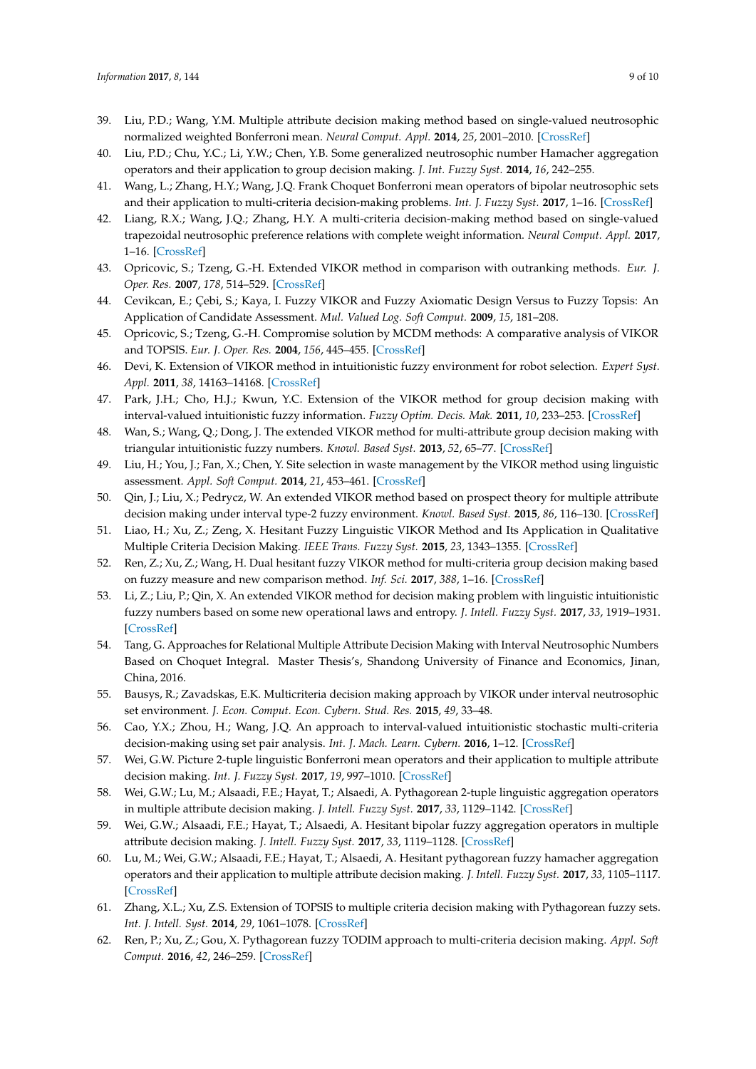39. Liu, P.D.; Wang, Y.M. Multiple attribute decision making method based on single-valued neutrosophic normalized weighted Bonferroni mean. *Neural Comput. Appl.* **2014**, *25*, 2001–2010. [CrossRef]
40. Liu, P.D.; Chu, Y.C.; Li, Y.W.; Chen, Y.B. Some generalized neutrosophic number Hamacher aggregation operators and their application to group decision making. *J. Int. Fuzzy Syst.* **2014**, *16*, 242–255.
41. Wang, L.; Zhang, H.Y.; Wang, J.Q. Frank Choquet Bonferroni mean operators of bipolar neutrosophic sets and their application to multi-criteria decision-making problems. *Int. J. Fuzzy Syst.* **2017**, 1–16. [CrossRef]
42. Liang, R.X.; Wang, J.Q.; Zhang, H.Y. A multi-criteria decision-making method based on single-valued trapezoidal neutrosophic preference relations with complete weight information. *Neural Comput. Appl.* **2017**, 1–16. [CrossRef]
43. Opricovic, S.; Tzeng, G.-H. Extended VIKOR method in comparison with outranking methods. *Eur. J. Oper. Res.* **2007**, *178*, 514–529. [CrossRef]
44. Cevikcan, E.; Çebi, S.; Kaya, I. Fuzzy VIKOR and Fuzzy Axiomatic Design Versus to Fuzzy Topsis: An Application of Candidate Assessment. *Mul. Valued Log. Soft Comput.* **2009**, *15*, 181–208.
45. Opricovic, S.; Tzeng, G.-H. Compromise solution by MCDM methods: A comparative analysis of VIKOR and TOPSIS. *Eur. J. Oper. Res.* **2004**, *156*, 445–455. [CrossRef]
46. Devi, K. Extension of VIKOR method in intuitionistic fuzzy environment for robot selection. *Expert Syst. Appl.* **2011**, *38*, 14163–14168. [CrossRef]
47. Park, J.H.; Cho, H.J.; Kwun, Y.C. Extension of the VIKOR method for group decision making with interval-valued intuitionistic fuzzy information. *Fuzzy Optim. Decis. Mak.* **2011**, *10*, 233–253. [CrossRef]
48. Wan, S.; Wang, Q.; Dong, J. The extended VIKOR method for multi-attribute group decision making with triangular intuitionistic fuzzy numbers. *Knowl. Based Syst.* **2013**, *52*, 65–77. [CrossRef]
49. Liu, H.; You, J.; Fan, X.; Chen, Y. Site selection in waste management by the VIKOR method using linguistic assessment. *Appl. Soft Comput.* **2014**, *21*, 453–461. [CrossRef]
50. Qin, J.; Liu, X.; Pedrycz, W. An extended VIKOR method based on prospect theory for multiple attribute decision making under interval type-2 fuzzy environment. *Knowl. Based Syst.* **2015**, *86*, 116–130. [CrossRef]
51. Liao, H.; Xu, Z.; Zeng, X. Hesitant Fuzzy Linguistic VIKOR Method and Its Application in Qualitative Multiple Criteria Decision Making. *IEEE Trans. Fuzzy Syst.* **2015**, *23*, 1343–1355. [CrossRef]
52. Ren, Z.; Xu, Z.; Wang, H. Dual hesitant fuzzy VIKOR method for multi-criteria group decision making based on fuzzy measure and new comparison method. *Inf. Sci.* **2017**, *388*, 1–16. [CrossRef]
53. Li, Z.; Liu, P.; Qin, X. An extended VIKOR method for decision making problem with linguistic intuitionistic fuzzy numbers based on some new operational laws and entropy. *J. Intell. Fuzzy Syst.* **2017**, *33*, 1919–1931. [CrossRef]
54. Tang, G. Approaches for Relational Multiple Attribute Decision Making with Interval Neutrosophic Numbers Based on Choquet Integral. Master Thesis's, Shandong University of Finance and Economics, Jinan, China, 2016.
55. Bausys, R.; Zavadskas, E.K. Multicriteria decision making approach by VIKOR under interval neutrosophic set environment. *J. Econ. Comput. Econ. Cybern. Stud. Res.* **2015**, *49*, 33–48.
56. Cao, Y.X.; Zhou, H.; Wang, J.Q. An approach to interval-valued intuitionistic stochastic multi-criteria decision-making using set pair analysis. *Int. J. Mach. Learn. Cybern.* **2016**, 1–12. [CrossRef]
57. Wei, G.W. Picture 2-tuple linguistic Bonferroni mean operators and their application to multiple attribute decision making. *Int. J. Fuzzy Syst.* **2017**, *19*, 997–1010. [CrossRef]
58. Wei, G.W.; Lu, M.; Alsaadi, F.E.; Hayat, T.; Alsaedi, A. Pythagorean 2-tuple linguistic aggregation operators in multiple attribute decision making. *J. Intell. Fuzzy Syst.* **2017**, *33*, 1129–1142. [CrossRef]
59. Wei, G.W.; Alsaadi, F.E.; Hayat, T.; Alsaedi, A. Hesitant bipolar fuzzy aggregation operators in multiple attribute decision making. *J. Intell. Fuzzy Syst.* **2017**, *33*, 1119–1128. [CrossRef]
60. Lu, M.; Wei, G.W.; Alsaadi, F.E.; Hayat, T.; Alsaedi, A. Hesitant pythagorean fuzzy hamacher aggregation operators and their application to multiple attribute decision making. *J. Intell. Fuzzy Syst.* **2017**, *33*, 1105–1117. [CrossRef]
61. Zhang, X.L.; Xu, Z.S. Extension of TOPSIS to multiple criteria decision making with Pythagorean fuzzy sets. *Int. J. Intell. Syst.* **2014**, *29*, 1061–1078. [CrossRef]
62. Ren, P.; Xu, Z.; Gou, X. Pythagorean fuzzy TODIM approach to multi-criteria decision making. *Appl. Soft Comput.* **2016**, *42*, 246–259. [CrossRef]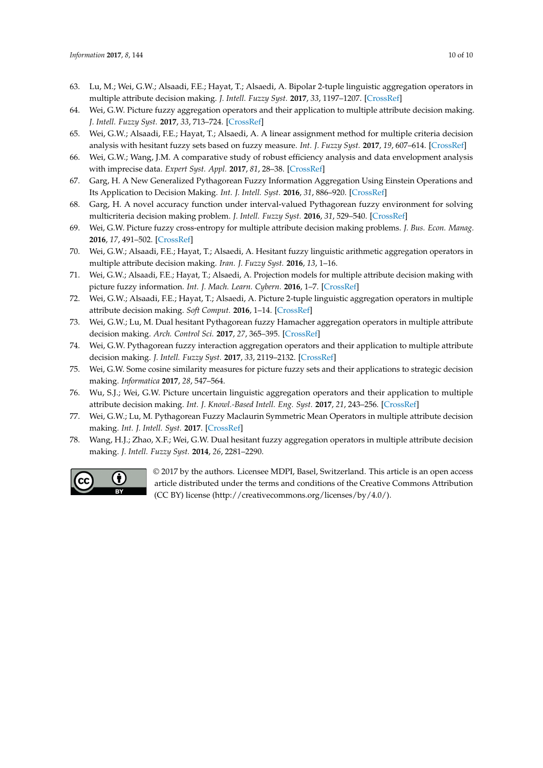63. Lu, M.; Wei, G.W.; Alsaadi, F.E.; Hayat, T.; Alsaedi, A. Bipolar 2-tuple linguistic aggregation operators in multiple attribute decision making. *J. Intell. Fuzzy Syst.* **2017**, *33*, 1197–1207. [CrossRef]
64. Wei, G.W. Picture fuzzy aggregation operators and their application to multiple attribute decision making. *J. Intell. Fuzzy Syst.* **2017**, *33*, 713–724. [CrossRef]
65. Wei, G.W.; Alsaadi, F.E.; Hayat, T.; Alsaedi, A. A linear assignment method for multiple criteria decision analysis with hesitant fuzzy sets based on fuzzy measure. *Int. J. Fuzzy Syst.* **2017**, *19*, 607–614. [CrossRef]
66. Wei, G.W.; Wang, J.M. A comparative study of robust efficiency analysis and data envelopment analysis with imprecise data. *Expert Syst. Appl.* **2017**, *81*, 28–38. [CrossRef]
67. Garg, H. A New Generalized Pythagorean Fuzzy Information Aggregation Using Einstein Operations and Its Application to Decision Making. *Int. J. Intell. Syst.* **2016**, *31*, 886–920. [CrossRef]
68. Garg, H. A novel accuracy function under interval-valued Pythagorean fuzzy environment for solving multicriteria decision making problem. *J. Intell. Fuzzy Syst.* **2016**, *31*, 529–540. [CrossRef]
69. Wei, G.W. Picture fuzzy cross-entropy for multiple attribute decision making problems. *J. Bus. Econ. Manag.* **2016**, *17*, 491–502. [CrossRef]
70. Wei, G.W.; Alsaadi, F.E.; Hayat, T.; Alsaedi, A. Hesitant fuzzy linguistic arithmetic aggregation operators in multiple attribute decision making. *Iran. J. Fuzzy Syst.* **2016**, *13*, 1–16.
71. Wei, G.W.; Alsaadi, F.E.; Hayat, T.; Alsaedi, A. Projection models for multiple attribute decision making with picture fuzzy information. *Int. J. Mach. Learn. Cybern.* **2016**, 1–7. [CrossRef]
72. Wei, G.W.; Alsaadi, F.E.; Hayat, T.; Alsaedi, A. Picture 2-tuple linguistic aggregation operators in multiple attribute decision making. *Soft Comput.* **2016**, 1–14. [CrossRef]
73. Wei, G.W.; Lu, M. Dual hesitant Pythagorean fuzzy Hamacher aggregation operators in multiple attribute decision making. *Arch. Control Sci.* **2017**, *27*, 365–395. [CrossRef]
74. Wei, G.W. Pythagorean fuzzy interaction aggregation operators and their application to multiple attribute decision making. *J. Intell. Fuzzy Syst.* **2017**, *33*, 2119–2132. [CrossRef]
75. Wei, G.W. Some cosine similarity measures for picture fuzzy sets and their applications to strategic decision making. *Informatica* **2017**, *28*, 547–564.
76. Wu, S.J.; Wei, G.W. Picture uncertain linguistic aggregation operators and their application to multiple attribute decision making. *Int. J. Knowl.-Based Intell. Eng. Syst.* **2017**, *21*, 243–256. [CrossRef]
77. Wei, G.W.; Lu, M. Pythagorean Fuzzy Maclaurin Symmetric Mean Operators in multiple attribute decision making. *Int. J. Intell. Syst.* **2017**. [CrossRef]
78. Wang, H.J.; Zhao, X.F.; Wei, G.W. Dual hesitant fuzzy aggregation operators in multiple attribute decision making. *J. Intell. Fuzzy Syst.* **2014**, *26*, 2281–2290.

© 2017 by the authors. Licensee MDPI, Basel, Switzerland. This article is an open access article distributed under the terms and conditions of the Creative Commons Attribution (CC BY) license (http://creativecommons.org/licenses/by/4.0/).